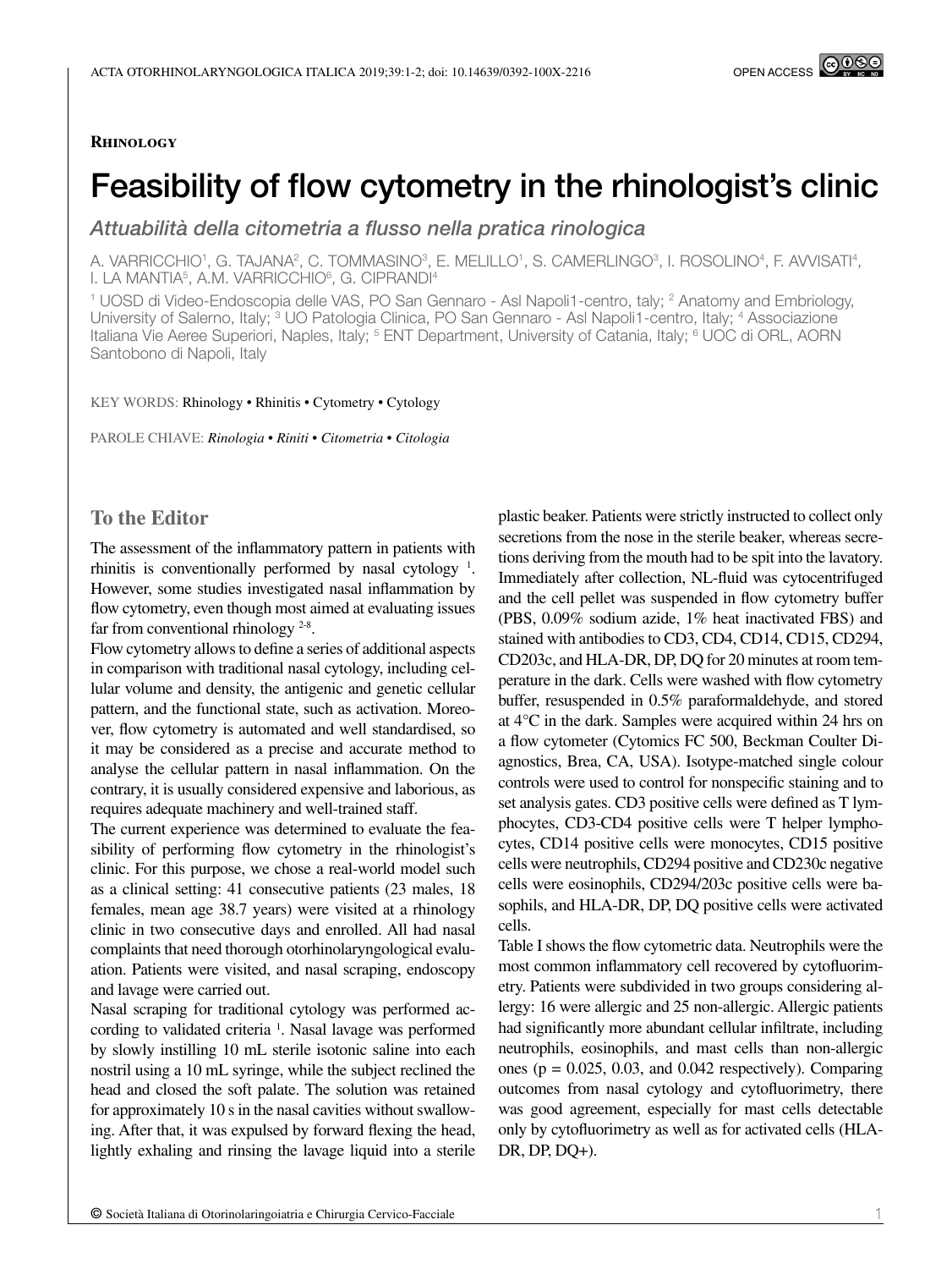**Rhinology**

# Feasibility of flow cytometry in the rhinologist's clinic

*Attuabilità della citometria a flusso nella pratica rinologica*

A. VARRICCHIO[1], G. TAJANA[2], C. TOMMASINO[3], E. MELILLO[1], S. CAMERLINGO[3], I. ROSOLINO[4], F. AVVISATI[4], I. LA MANTIA[5], A.M. VARRICCHIO[6], G. CIPRANDI[4]

[1] UOSD di Video-Endoscopia delle VAS, PO San Gennaro - Asl Napoli1-centro, taly; [2] Anatomy and Embriology, University of Salerno, Italy; [3] UO Patologia Clinica, PO San Gennaro - Asl Napoli1-centro, Italy; [4] Associazione Italiana Vie Aeree Superiori, Naples, Italy; [5] ENT Department, University of Catania, Italy; [6] UOC di ORL, AORN Santobono di Napoli, Italy

KEY WORDS: Rhinology • Rhinitis • Cytometry • Cytology

PAROLE CHIAVE: *Rinologia • Riniti • Citometria • Citologia*

## To the Editor

The assessment of the inflammatory pattern in patients with rhinitis is conventionally performed by nasal cytology [1]. However, some studies investigated nasal inflammation by flow cytometry, even though most aimed at evaluating issues far from conventional rhinology [2-8].

Flow cytometry allows to define a series of additional aspects in comparison with traditional nasal cytology, including cellular volume and density, the antigenic and genetic cellular pattern, and the functional state, such as activation. Moreover, flow cytometry is automated and well standardised, so it may be considered as a precise and accurate method to analyse the cellular pattern in nasal inflammation. On the contrary, it is usually considered expensive and laborious, as requires adequate machinery and well-trained staff.

The current experience was determined to evaluate the feasibility of performing flow cytometry in the rhinologist's clinic. For this purpose, we chose a real-world model such as a clinical setting: 41 consecutive patients (23 males, 18 females, mean age 38.7 years) were visited at a rhinology clinic in two consecutive days and enrolled. All had nasal complaints that need thorough otorhinolaryngological evaluation. Patients were visited, and nasal scraping, endoscopy and lavage were carried out.

Nasal scraping for traditional cytology was performed according to validated criteria [1]. Nasal lavage was performed by slowly instilling 10 mL sterile isotonic saline into each nostril using a 10 mL syringe, while the subject reclined the head and closed the soft palate. The solution was retained for approximately 10 s in the nasal cavities without swallowing. After that, it was expulsed by forward flexing the head, lightly exhaling and rinsing the lavage liquid into a sterile plastic beaker. Patients were strictly instructed to collect only secretions from the nose in the sterile beaker, whereas secretions deriving from the mouth had to be spit into the lavatory. Immediately after collection, NL-fluid was cytocentrifuged and the cell pellet was suspended in flow cytometry buffer (PBS, 0.09% sodium azide, 1% heat inactivated FBS) and stained with antibodies to CD3, CD4, CD14, CD15, CD294, CD203c, and HLA-DR, DP, DQ for 20 minutes at room temperature in the dark. Cells were washed with flow cytometry buffer, resuspended in 0.5% paraformaldehyde, and stored at 4°C in the dark. Samples were acquired within 24 hrs on a flow cytometer (Cytomics FC 500, Beckman Coulter Diagnostics, Brea, CA, USA). Isotype-matched single colour controls were used to control for nonspecific staining and to set analysis gates. CD3 positive cells were defined as T lymphocytes, CD3-CD4 positive cells were T helper lymphocytes, CD14 positive cells were monocytes, CD15 positive cells were neutrophils, CD294 positive and CD230c negative cells were eosinophils, CD294/203c positive cells were basophils, and HLA-DR, DP, DQ positive cells were activated cells.

Table I shows the flow cytometric data. Neutrophils were the most common inflammatory cell recovered by cytofluorimetry. Patients were subdivided in two groups considering allergy: 16 were allergic and 25 non-allergic. Allergic patients had significantly more abundant cellular infiltrate, including neutrophils, eosinophils, and mast cells than non-allergic ones ($p = 0.025$, 0.03, and 0.042 respectively). Comparing outcomes from nasal cytology and cytofluorimetry, there was good agreement, especially for mast cells detectable only by cytofluorimetry as well as for activated cells (HLA-DR, DP, DQ+).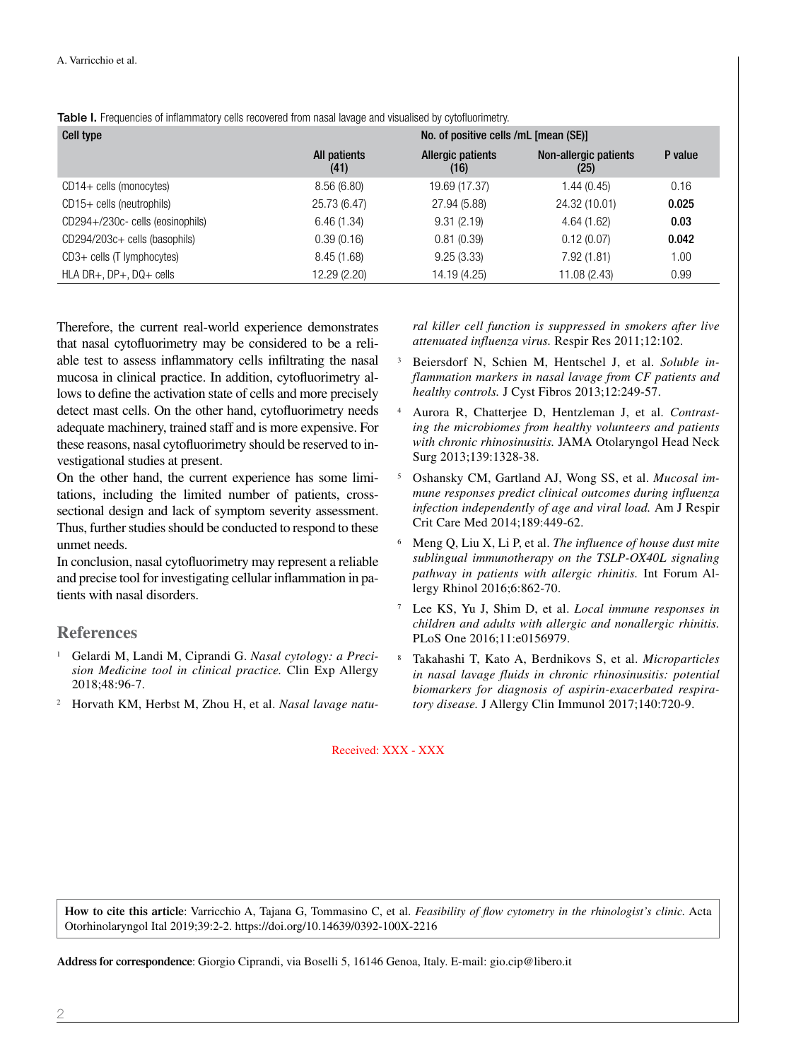Table I. Frequencies of inflammatory cells recovered from nasal lavage and visualised by cytofluorimetry.

| Cell type | No. of positive cells /mL [mean (SE)] | | | |
|---|---|---|---|---|
| | All patients (41) | Allergic patients (16) | Non-allergic patients (25) | P value |
| CD14+ cells (monocytes) | 8.56 (6.80) | 19.69 (17.37) | 1.44 (0.45) | 0.16 |
| CD15+ cells (neutrophils) | 25.73 (6.47) | 27.94 (5.88) | 24.32 (10.01) | **0.025** |
| CD294+/230c- cells (eosinophils) | 6.46 (1.34) | 9.31 (2.19) | 4.64 (1.62) | **0.03** |
| CD294/203c+ cells (basophils) | 0.39 (0.16) | 0.81 (0.39) | 0.12 (0.07) | **0.042** |
| CD3+ cells (T lymphocytes) | 8.45 (1.68) | 9.25 (3.33) | 7.92 (1.81) | 1.00 |
| HLA DR+, DP+, DQ+ cells | 12.29 (2.20) | 14.19 (4.25) | 11.08 (2.43) | 0.99 |

Therefore, the current real-world experience demonstrates that nasal cytofluorimetry may be considered to be a reliable test to assess inflammatory cells infiltrating the nasal mucosa in clinical practice. In addition, cytofluorimetry allows to define the activation state of cells and more precisely detect mast cells. On the other hand, cytofluorimetry needs adequate machinery, trained staff and is more expensive. For these reasons, nasal cytofluorimetry should be reserved to investigational studies at present.

On the other hand, the current experience has some limitations, including the limited number of patients, cross-sectional design and lack of symptom severity assessment. Thus, further studies should be conducted to respond to these unmet needs.

In conclusion, nasal cytofluorimetry may represent a reliable and precise tool for investigating cellular inflammation in patients with nasal disorders.

## References

1. Gelardi M, Landi M, Ciprandi G. *Nasal cytology: a Precision Medicine tool in clinical practice.* Clin Exp Allergy 2018;48:96-7.
2. Horvath KM, Herbst M, Zhou H, et al. *Nasal lavage natural killer cell function is suppressed in smokers after live attenuated influenza virus.* Respir Res 2011;12:102.
3. Beiersdorf N, Schien M, Hentschel J, et al. *Soluble inflammation markers in nasal lavage from CF patients and healthy controls.* J Cyst Fibros 2013;12:249-57.
4. Aurora R, Chatterjee D, Hentzleman J, et al. *Contrasting the microbiomes from healthy volunteers and patients with chronic rhinosinusitis.* JAMA Otolaryngol Head Neck Surg 2013;139:1328-38.
5. Oshansky CM, Gartland AJ, Wong SS, et al. *Mucosal immune responses predict clinical outcomes during influenza infection independently of age and viral load.* Am J Respir Crit Care Med 2014;189:449-62.
6. Meng Q, Liu X, Li P, et al. *The influence of house dust mite sublingual immunotherapy on the TSLP-OX40L signaling pathway in patients with allergic rhinitis.* Int Forum Allergy Rhinol 2016;6:862-70.
7. Lee KS, Yu J, Shim D, et al. *Local immune responses in children and adults with allergic and nonallergic rhinitis.* PLoS One 2016;11:e0156979.
8. Takahashi T, Kato A, Berdnikovs S, et al. *Microparticles in nasal lavage fluids in chronic rhinosinusitis: potential biomarkers for diagnosis of aspirin-exacerbated respiratory disease.* J Allergy Clin Immunol 2017;140:720-9.

Received: XXX - XXX

**How to cite this article**: Varricchio A, Tajana G, Tommasino C, et al. *Feasibility of flow cytometry in the rhinologist's clinic.* Acta Otorhinolaryngol Ital 2019;39:2-2. https://doi.org/10.14639/0392-100X-2216

**Address for correspondence**: Giorgio Ciprandi, via Boselli 5, 16146 Genoa, Italy. E-mail: gio.cip@libero.it